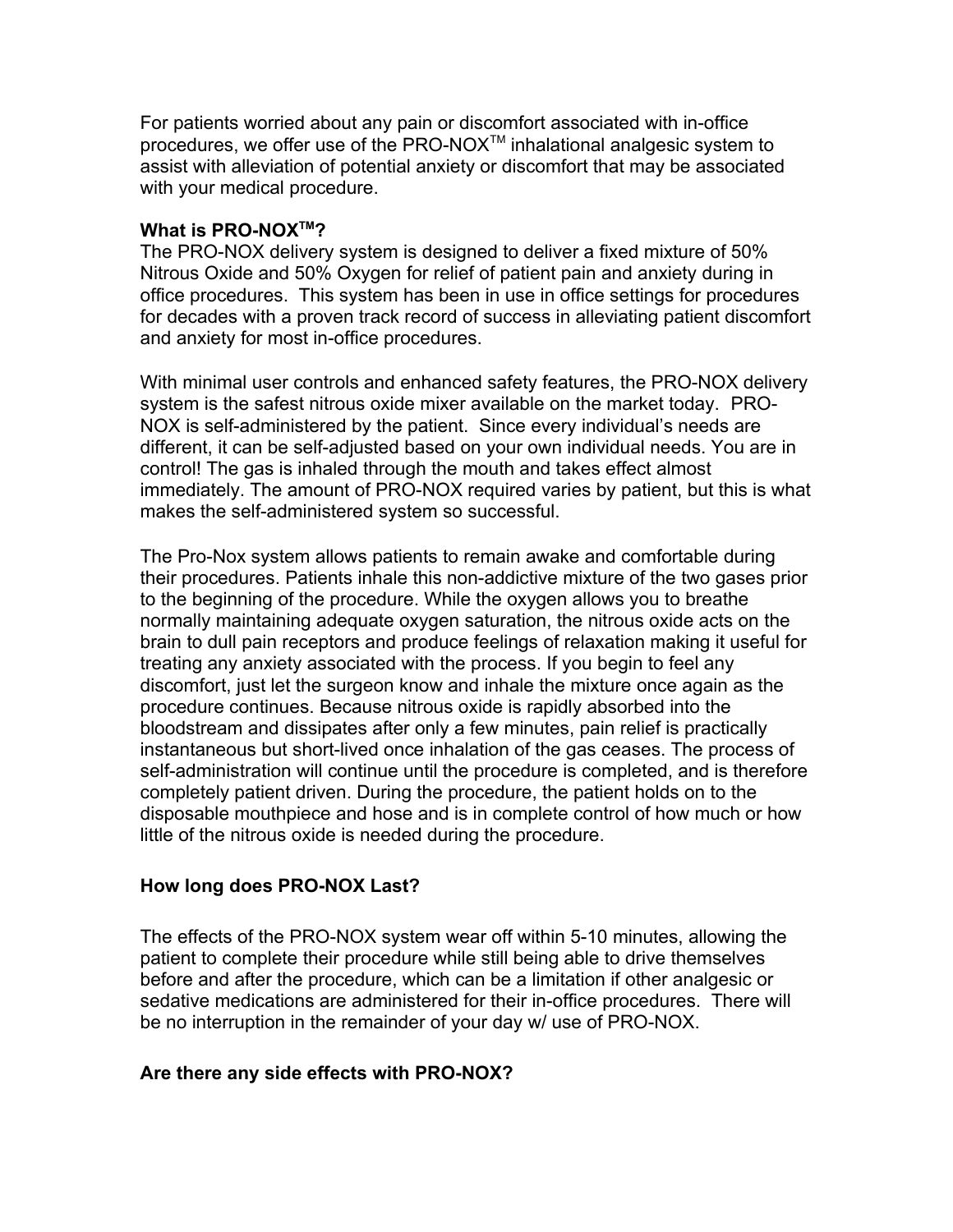For patients worried about any pain or discomfort associated with in-office procedures, we offer use of the PRO-NOX™ inhalational analgesic system to assist with alleviation of potential anxiety or discomfort that may be associated with your medical procedure.

**What is PRO-NOX™?**

The PRO-NOX delivery system is designed to deliver a fixed mixture of 50% Nitrous Oxide and 50% Oxygen for relief of patient pain and anxiety during in office procedures. This system has been in use in office settings for procedures for decades with a proven track record of success in alleviating patient discomfort and anxiety for most in-office procedures.

With minimal user controls and enhanced safety features, the PRO-NOX delivery system is the safest nitrous oxide mixer available on the market today. PRO-NOX is self-administered by the patient. Since every individual's needs are different, it can be self-adjusted based on your own individual needs. You are in control! The gas is inhaled through the mouth and takes effect almost immediately. The amount of PRO-NOX required varies by patient, but this is what makes the self-administered system so successful.

The Pro-Nox system allows patients to remain awake and comfortable during their procedures. Patients inhale this non-addictive mixture of the two gases prior to the beginning of the procedure. While the oxygen allows you to breathe normally maintaining adequate oxygen saturation, the nitrous oxide acts on the brain to dull pain receptors and produce feelings of relaxation making it useful for treating any anxiety associated with the process. If you begin to feel any discomfort, just let the surgeon know and inhale the mixture once again as the procedure continues. Because nitrous oxide is rapidly absorbed into the bloodstream and dissipates after only a few minutes, pain relief is practically instantaneous but short-lived once inhalation of the gas ceases. The process of self-administration will continue until the procedure is completed, and is therefore completely patient driven. During the procedure, the patient holds on to the disposable mouthpiece and hose and is in complete control of how much or how little of the nitrous oxide is needed during the procedure.

**How long does PRO-NOX Last?**

The effects of the PRO-NOX system wear off within 5-10 minutes, allowing the patient to complete their procedure while still being able to drive themselves before and after the procedure, which can be a limitation if other analgesic or sedative medications are administered for their in-office procedures. There will be no interruption in the remainder of your day w/ use of PRO-NOX.

**Are there any side effects with PRO-NOX?**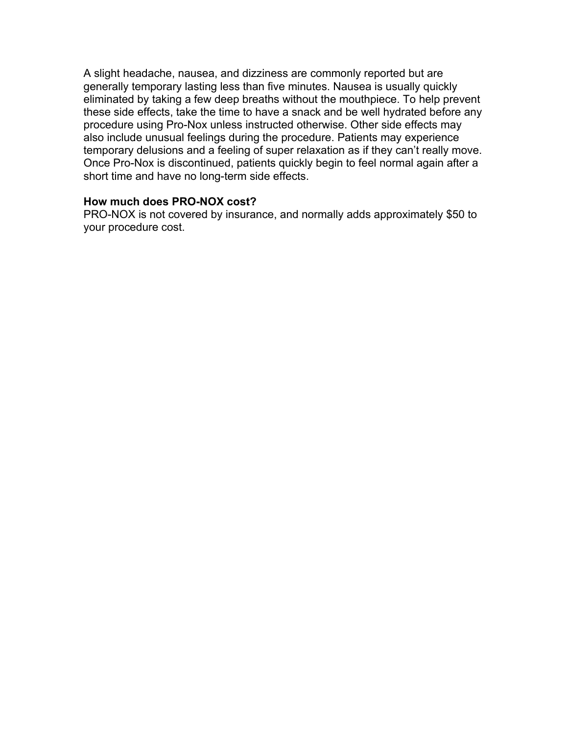A slight headache, nausea, and dizziness are commonly reported but are generally temporary lasting less than five minutes. Nausea is usually quickly eliminated by taking a few deep breaths without the mouthpiece. To help prevent these side effects, take the time to have a snack and be well hydrated before any procedure using Pro-Nox unless instructed otherwise. Other side effects may also include unusual feelings during the procedure. Patients may experience temporary delusions and a feeling of super relaxation as if they can't really move. Once Pro-Nox is discontinued, patients quickly begin to feel normal again after a short time and have no long-term side effects.

**How much does PRO-NOX cost?**

PRO-NOX is not covered by insurance, and normally adds approximately $50 to your procedure cost.